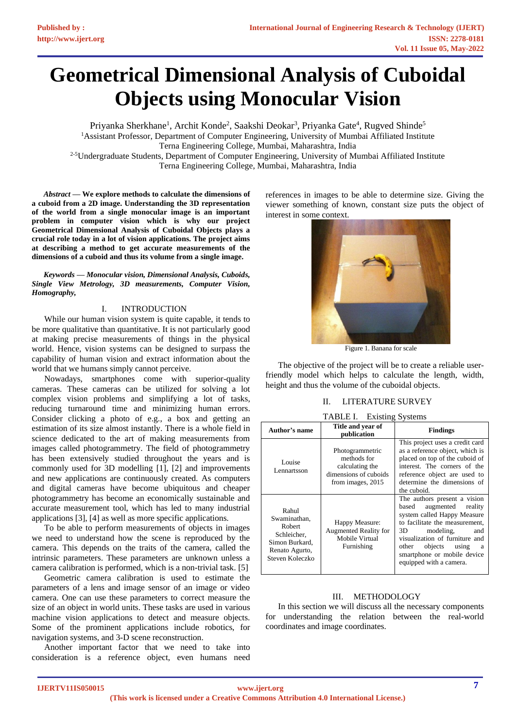# Geometrical Dimensional Analysis of Cuboidal Objects using Monocular Vision

Priyanka Sherkhane[1], Archit Konde[2], Saakshi Deokar[3], Priyanka Gate[4], Rugved Shinde[5]

[1]Assistant Professor, Department of Computer Engineering, University of Mumbai Affiliated Institute
Terna Engineering College, Mumbai, Maharashtra, India

[2-5]Undergraduate Students, Department of Computer Engineering, University of Mumbai Affiliated Institute
Terna Engineering College, Mumbai, Maharashtra, India

***Abstract* — We explore methods to calculate the dimensions of a cuboid from a 2D image. Understanding the 3D representation of the world from a single monocular image is an important problem in computer vision which is why our project Geometrical Dimensional Analysis of Cuboidal Objects plays a crucial role today in a lot of vision applications. The project aims at describing a method to get accurate measurements of the dimensions of a cuboid and thus its volume from a single image.**

***Keywords* — *Monocular vision, Dimensional Analysis, Cuboids, Single View Metrology, 3D measurements, Computer Vision, Homography,***

## I. INTRODUCTION

While our human vision system is quite capable, it tends to be more qualitative than quantitative. It is not particularly good at making precise measurements of things in the physical world. Hence, vision systems can be designed to surpass the capability of human vision and extract information about the world that we humans simply cannot perceive.

Nowadays, smartphones come with superior-quality cameras. These cameras can be utilized for solving a lot complex vision problems and simplifying a lot of tasks, reducing turnaround time and minimizing human errors. Consider clicking a photo of e.g., a box and getting an estimation of its size almost instantly. There is a whole field in science dedicated to the art of making measurements from images called photogrammetry. The field of photogrammetry has been extensively studied throughout the years and is commonly used for 3D modelling [1], [2] and improvements and new applications are continuously created. As computers and digital cameras have become ubiquitous and cheaper photogrammetry has become an economically sustainable and accurate measurement tool, which has led to many industrial applications [3], [4] as well as more specific applications.

To be able to perform measurements of objects in images we need to understand how the scene is reproduced by the camera. This depends on the traits of the camera, called the intrinsic parameters. These parameters are unknown unless a camera calibration is performed, which is a non-trivial task. [5]

Geometric camera calibration is used to estimate the parameters of a lens and image sensor of an image or video camera. One can use these parameters to correct measure the size of an object in world units. These tasks are used in various machine vision applications to detect and measure objects. Some of the prominent applications include robotics, for navigation systems, and 3-D scene reconstruction.

Another important factor that we need to take into consideration is a reference object, even humans need references in images to be able to determine size. Giving the viewer something of known, constant size puts the object of interest in some context.

Figure 1. Banana for scale

The objective of the project will be to create a reliable user-friendly model which helps to calculate the length, width, height and thus the volume of the cuboidal objects.

## II. LITERATURE SURVEY

TABLE I. Existing Systems

| Author's name | Title and year of publication | Findings |
|---|---|---|
| Louise Lennartsson | Photogrammetric methods for calculating the dimensions of cuboids from images, 2015 | This project uses a credit card as a reference object, which is placed on top of the cuboid of interest. The corners of the reference object are used to determine the dimensions of the cuboid. |
| Rahul Swaminathan, Robert Schleicher, Simon Burkard, Renato Agurto, Steven Koleczko | Happy Measure: Augmented Reality for Mobile Virtual Furnishing | The authors present a vision based augmented reality system called Happy Measure to facilitate the measurement, 3D modeling, and visualization of furniture and other objects using a smartphone or mobile device equipped with a camera. |

## III. METHODOLOGY

In this section we will discuss all the necessary components for understanding the relation between the real-world coordinates and image coordinates.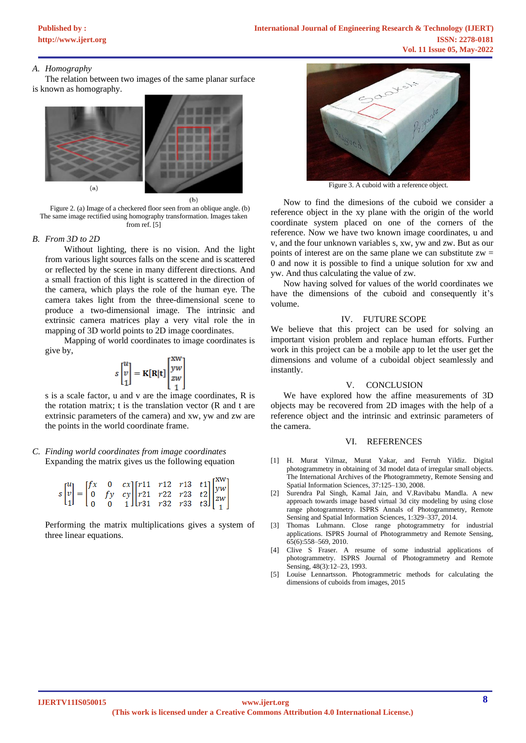### A. Homography

The relation between two images of the same planar surface is known as homography.

(a)

(b)

Figure 2. (a) Image of a checkered floor seen from an oblique angle. (b) The same image rectified using homography transformation. Images taken from ref. [5]

### B. From 3D to 2D

Without lighting, there is no vision. And the light from various light sources falls on the scene and is scattered or reflected by the scene in many different directions. And a small fraction of this light is scattered in the direction of the camera, which plays the role of the human eye. The camera takes light from the three-dimensional scene to produce a two-dimensional image. The intrinsic and extrinsic camera matrices play a very vital role the in mapping of 3D world points to 2D image coordinates.

Mapping of world coordinates to image coordinates is give by,

$$s\begin{bmatrix}u\\v\\1\end{bmatrix} = \mathbf{K}[\mathbf{R}|\mathbf{t}]\begin{bmatrix}xw\\yw\\zw\\1\end{bmatrix}$$

s is a scale factor, u and v are the image coordinates, R is the rotation matrix; t is the translation vector (R and t are extrinsic parameters of the camera) and xw, yw and zw are the points in the world coordinate frame.

### C. Finding world coordinates from image coordinates

Expanding the matrix gives us the following equation

$$s\begin{bmatrix}u\\v\\1\end{bmatrix} = \begin{bmatrix}fx & 0 & cx\\0 & fy & cy\\0 & 0 & 1\end{bmatrix}\begin{bmatrix}r11 & r12 & r13 & t1\\r21 & r22 & r23 & t2\\r31 & r32 & r33 & t3\end{bmatrix}\begin{bmatrix}xw\\yw\\zw\\1\end{bmatrix}$$

Performing the matrix multiplications gives a system of three linear equations.

Figure 3. A cuboid with a reference object.

Now to find the dimensions of the cuboid we consider a reference object in the xy plane with the origin of the world coordinate system placed on one of the corners of the reference. Now we have two known image coordinates, u and v, and the four unknown variables s, xw, yw and zw. But as our points of interest are on the same plane we can substitute zw = 0 and now it is possible to find a unique solution for xw and yw. And thus calculating the value of zw.

Now having solved for values of the world coordinates we have the dimensions of the cuboid and consequently it's volume.

## IV. FUTURE SCOPE

We believe that this project can be used for solving an important vision problem and replace human efforts. Further work in this project can be a mobile app to let the user get the dimensions and volume of a cuboidal object seamlessly and instantly.

## V. CONCLUSION

We have explored how the affine measurements of 3D objects may be recovered from 2D images with the help of a reference object and the intrinsic and extrinsic parameters of the camera.

## VI. REFERENCES

[1] H. Murat Yilmaz, Murat Yakar, and Ferruh Yildiz. Digital photogrammetry in obtaining of 3d model data of irregular small objects. The International Archives of the Photogrammetry, Remote Sensing and Spatial Information Sciences, 37:125–130, 2008.

[2] Surendra Pal Singh, Kamal Jain, and V.Ravibabu Mandla. A new approach towards image based virtual 3d city modeling by using close range photogrammetry. ISPRS Annals of Photogrammetry, Remote Sensing and Spatial Information Sciences, 1:329–337, 2014.

[3] Thomas Luhmann. Close range photogrammetry for industrial applications. ISPRS Journal of Photogrammetry and Remote Sensing, 65(6):558–569, 2010.

[4] Clive S Fraser. A resume of some industrial applications of photogrammetry. ISPRS Journal of Photogrammetry and Remote Sensing, 48(3):12–23, 1993.

[5] Louise Lennartsson. Photogrammetric methods for calculating the dimensions of cuboids from images, 2015